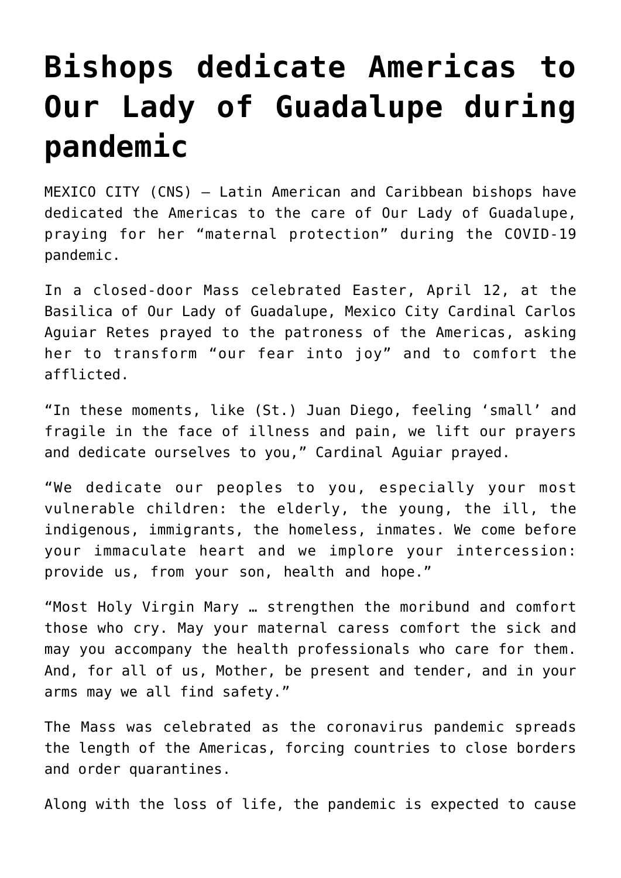# Bishops dedicate Americas to Our Lady of Guadalupe during pandemic

MEXICO CITY (CNS) — Latin American and Caribbean bishops have dedicated the Americas to the care of Our Lady of Guadalupe, praying for her "maternal protection" during the COVID-19 pandemic.

In a closed-door Mass celebrated Easter, April 12, at the Basilica of Our Lady of Guadalupe, Mexico City Cardinal Carlos Aguiar Retes prayed to the patroness of the Americas, asking her to transform "our fear into joy" and to comfort the afflicted.

"In these moments, like (St.) Juan Diego, feeling 'small' and fragile in the face of illness and pain, we lift our prayers and dedicate ourselves to you," Cardinal Aguiar prayed.

"We dedicate our peoples to you, especially your most vulnerable children: the elderly, the young, the ill, the indigenous, immigrants, the homeless, inmates. We come before your immaculate heart and we implore your intercession: provide us, from your son, health and hope."

"Most Holy Virgin Mary … strengthen the moribund and comfort those who cry. May your maternal caress comfort the sick and may you accompany the health professionals who care for them. And, for all of us, Mother, be present and tender, and in your arms may we all find safety."

The Mass was celebrated as the coronavirus pandemic spreads the length of the Americas, forcing countries to close borders and order quarantines.

Along with the loss of life, the pandemic is expected to cause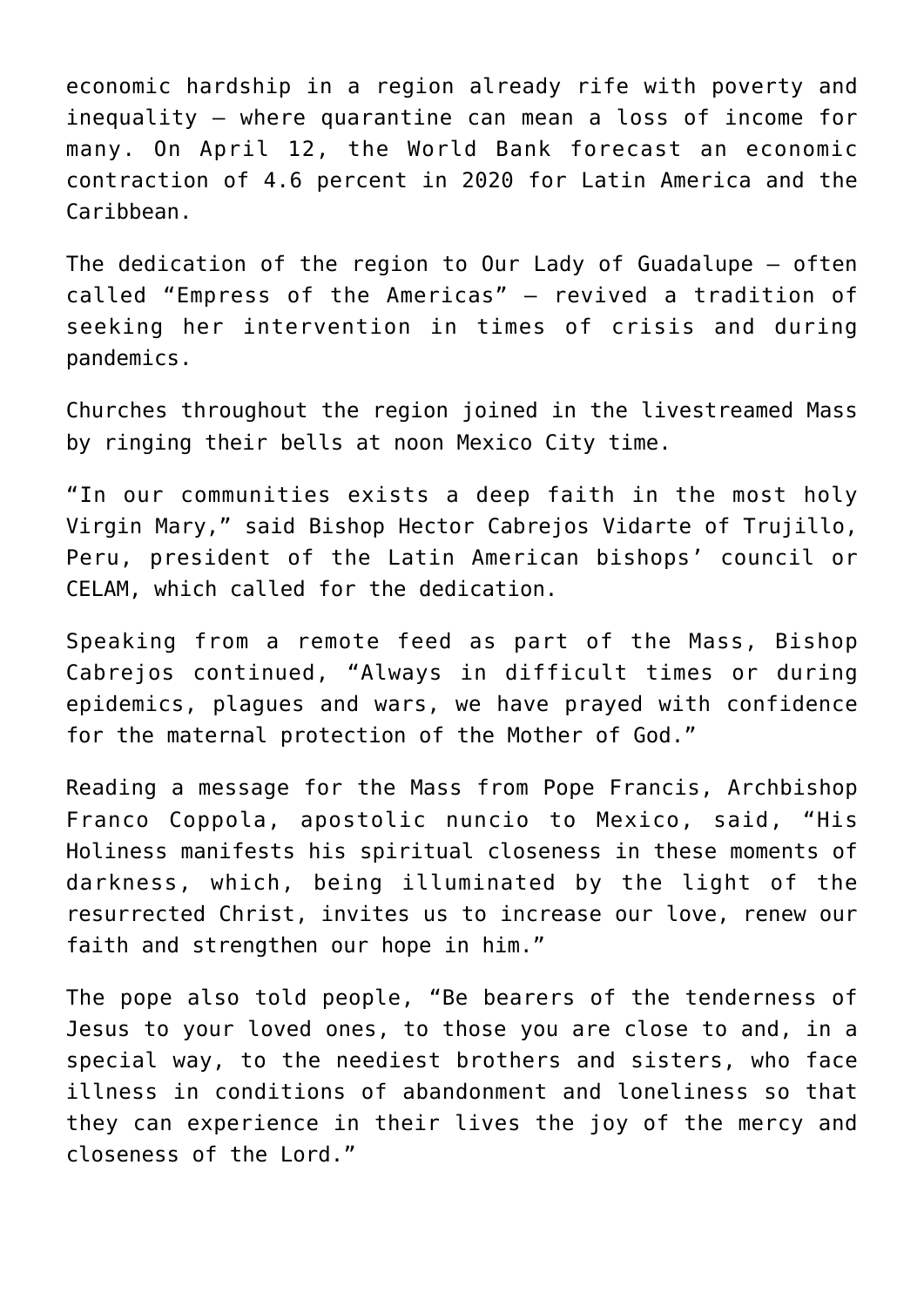economic hardship in a region already rife with poverty and inequality — where quarantine can mean a loss of income for many. On April 12, the World Bank forecast an economic contraction of 4.6 percent in 2020 for Latin America and the Caribbean.

The dedication of the region to Our Lady of Guadalupe — often called "Empress of the Americas" — revived a tradition of seeking her intervention in times of crisis and during pandemics.

Churches throughout the region joined in the livestreamed Mass by ringing their bells at noon Mexico City time.

"In our communities exists a deep faith in the most holy Virgin Mary," said Bishop Hector Cabrejos Vidarte of Trujillo, Peru, president of the Latin American bishops' council or CELAM, which called for the dedication.

Speaking from a remote feed as part of the Mass, Bishop Cabrejos continued, "Always in difficult times or during epidemics, plagues and wars, we have prayed with confidence for the maternal protection of the Mother of God."

Reading a message for the Mass from Pope Francis, Archbishop Franco Coppola, apostolic nuncio to Mexico, said, "His Holiness manifests his spiritual closeness in these moments of darkness, which, being illuminated by the light of the resurrected Christ, invites us to increase our love, renew our faith and strengthen our hope in him."

The pope also told people, "Be bearers of the tenderness of Jesus to your loved ones, to those you are close to and, in a special way, to the neediest brothers and sisters, who face illness in conditions of abandonment and loneliness so that they can experience in their lives the joy of the mercy and closeness of the Lord."